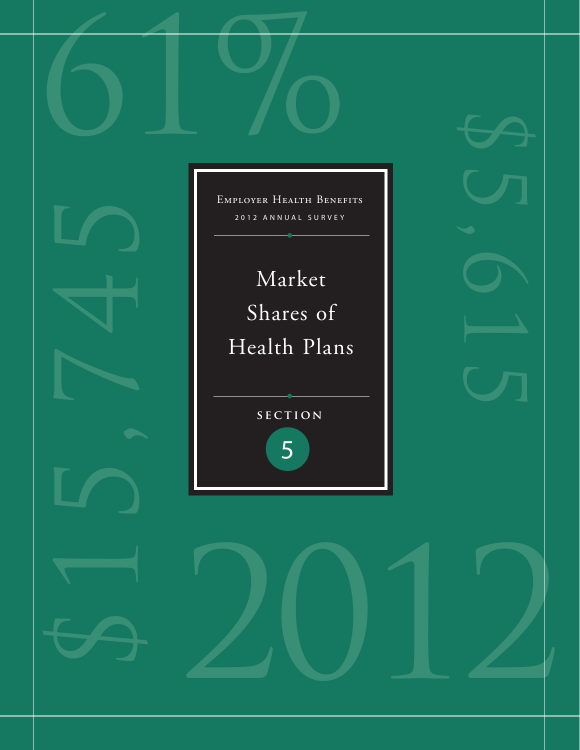Employer Health Benefits

2012 Annual Survey

# Market Shares of Health Plans

**SECTION**

5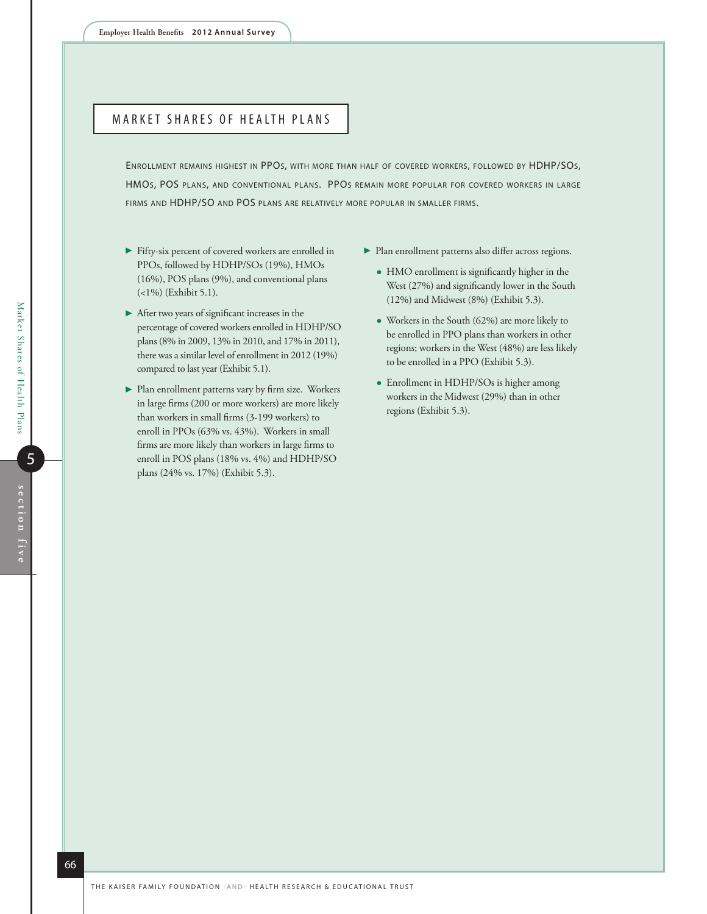# MARKET SHARES OF HEALTH PLANS

ENROLLMENT REMAINS HIGHEST IN PPOS, WITH MORE THAN HALF OF COVERED WORKERS, FOLLOWED BY HDHP/SOS, HMOS, POS PLANS, AND CONVENTIONAL PLANS. PPOS REMAIN MORE POPULAR FOR COVERED WORKERS IN LARGE FIRMS AND HDHP/SO AND POS PLANS ARE RELATIVELY MORE POPULAR IN SMALLER FIRMS.

- Fifty-six percent of covered workers are enrolled in PPOs, followed by HDHP/SOs (19%), HMOs (16%), POS plans (9%), and conventional plans (<1%) (Exhibit 5.1).

- After two years of significant increases in the percentage of covered workers enrolled in HDHP/SO plans (8% in 2009, 13% in 2010, and 17% in 2011), there was a similar level of enrollment in 2012 (19%) compared to last year (Exhibit 5.1).

- Plan enrollment patterns vary by firm size. Workers in large firms (200 or more workers) are more likely than workers in small firms (3-199 workers) to enroll in PPOs (63% vs. 43%). Workers in small firms are more likely than workers in large firms to enroll in POS plans (18% vs. 4%) and HDHP/SO plans (24% vs. 17%) (Exhibit 5.3).

- Plan enrollment patterns also differ across regions.
  - HMO enrollment is significantly higher in the West (27%) and significantly lower in the South (12%) and Midwest (8%) (Exhibit 5.3).
  - Workers in the South (62%) are more likely to be enrolled in PPO plans than workers in other regions; workers in the West (48%) are less likely to be enrolled in a PPO (Exhibit 5.3).
  - Enrollment in HDHP/SOs is higher among workers in the Midwest (29%) than in other regions (Exhibit 5.3).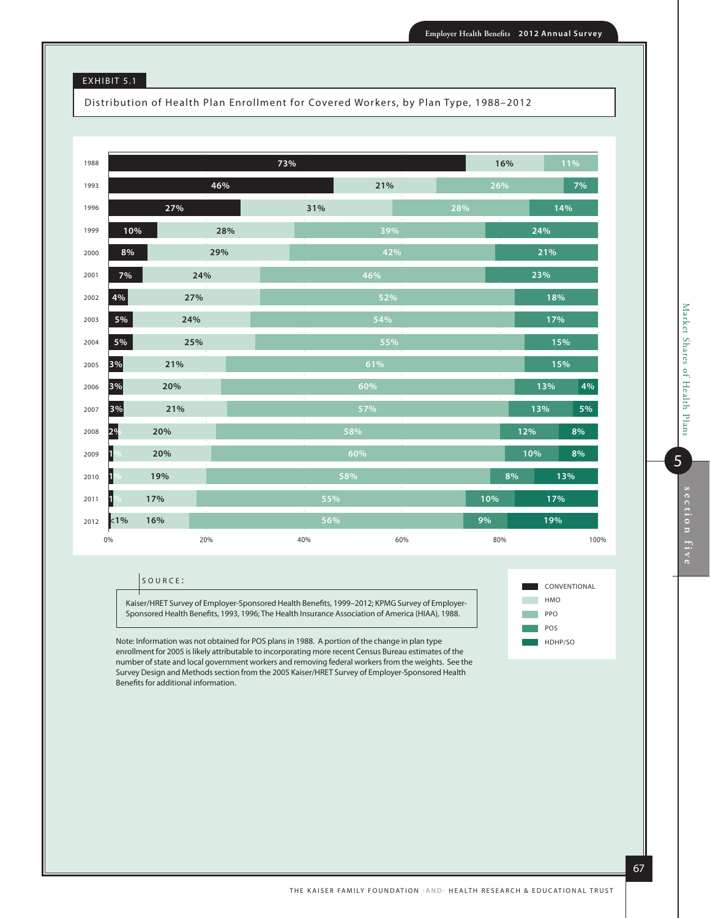EXHIBIT 5.1

Distribution of Health Plan Enrollment for Covered Workers, by Plan Type, 1988–2012

| Year | Conventional | HMO | PPO | POS | HDHP/SO |
|---|---|---|---|---|---|
| 1988 | 73% | 16% | 11% | | |
| 1993 | 46% | 21% | 26% | 7% | |
| 1996 | 27% | 31% | 28% | 14% | |
| 1999 | 10% | 28% | 39% | 24% | |
| 2000 | 8% | 29% | 42% | 21% | |
| 2001 | 7% | 24% | 46% | 23% | |
| 2002 | 4% | 27% | 52% | 18% | |
| 2003 | 5% | 24% | 54% | 17% | |
| 2004 | 5% | 25% | 55% | 15% | |
| 2005 | 3% | 21% | 61% | 15% | |
| 2006 | 3% | 20% | 60% | 13% | 4% |
| 2007 | 3% | 21% | 57% | 13% | 5% |
| 2008 | 2% | 20% | 58% | 12% | 8% |
| 2009 | 1% | 20% | 60% | 10% | 8% |
| 2010 | 1% | 19% | 58% | 8% | 13% |
| 2011 | 1% | 17% | 55% | 10% | 17% |
| 2012 | <1% | 16% | 56% | 9% | 19% |

SOURCE:

Kaiser/HRET Survey of Employer-Sponsored Health Benefits, 1999–2012; KPMG Survey of Employer-Sponsored Health Benefits, 1993, 1996; The Health Insurance Association of America (HIAA), 1988.

Note: Information was not obtained for POS plans in 1988. A portion of the change in plan type enrollment for 2005 is likely attributable to incorporating more recent Census Bureau estimates of the number of state and local government workers and removing federal workers from the weights. See the Survey Design and Methods section from the 2005 Kaiser/HRET Survey of Employer-Sponsored Health Benefits for additional information.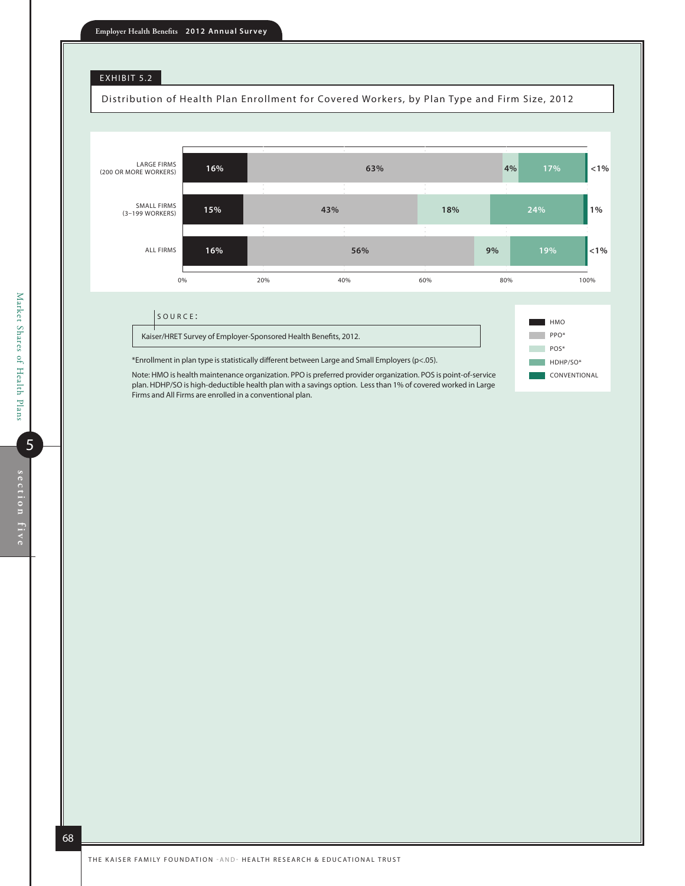EXHIBIT 5.2

## Distribution of Health Plan Enrollment for Covered Workers, by Plan Type and Firm Size, 2012

| | HMO | PPO* | POS* | HDHP/SO* | CONVENTIONAL |
|---|---|---|---|---|---|
| LARGE FIRMS (200 OR MORE WORKERS) | 16% | 63% | 4% | 17% | <1% |
| SMALL FIRMS (3–199 WORKERS) | 15% | 43% | 18% | 24% | 1% |
| ALL FIRMS | 16% | 56% | 9% | 19% | <1% |

SOURCE:

Kaiser/HRET Survey of Employer-Sponsored Health Benefits, 2012.

*Enrollment in plan type is statistically different between Large and Small Employers ($p<.05$).

Note: HMO is health maintenance organization. PPO is preferred provider organization. POS is point-of-service plan. HDHP/SO is high-deductible health plan with a savings option. Less than 1% of covered worked in Large Firms and All Firms are enrolled in a conventional plan.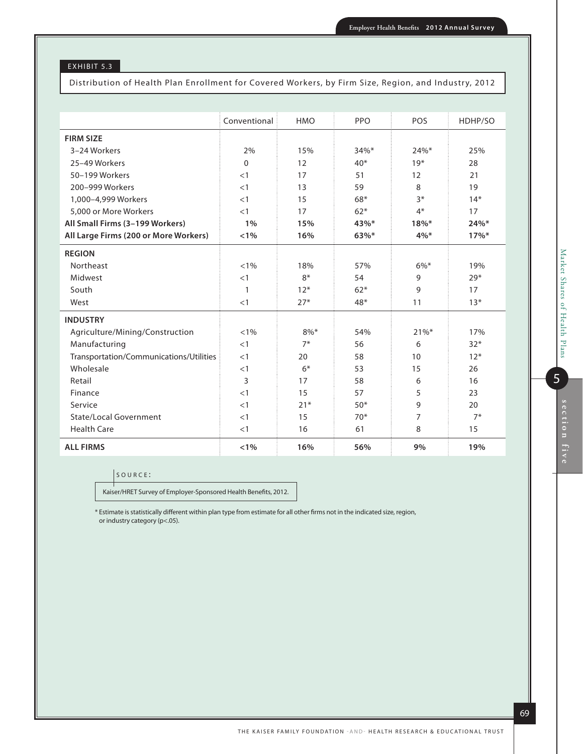EXHIBIT 5.3

Distribution of Health Plan Enrollment for Covered Workers, by Firm Size, Region, and Industry, 2012

| | Conventional | HMO | PPO | POS | HDHP/SO |
|---|---|---|---|---|---|
| **FIRM SIZE** | | | | | |
| 3–24 Workers | 2% | 15% | 34%* | 24%* | 25% |
| 25–49 Workers | 0 | 12 | 40* | 19* | 28 |
| 50–199 Workers | <1 | 17 | 51 | 12 | 21 |
| 200–999 Workers | <1 | 13 | 59 | 8 | 19 |
| 1,000–4,999 Workers | <1 | 15 | 68* | 3* | 14* |
| 5,000 or More Workers | <1 | 17 | 62* | 4* | 17 |
| **All Small Firms (3–199 Workers)** | **1%** | **15%** | **43%*** | **18%*** | **24%*** |
| **All Large Firms (200 or More Workers)** | **<1%** | **16%** | **63%*** | **4%*** | **17%*** |
| **REGION** | | | | | |
| Northeast | <1% | 18% | 57% | 6%* | 19% |
| Midwest | <1 | 8* | 54 | 9 | 29* |
| South | 1 | 12* | 62* | 9 | 17 |
| West | <1 | 27* | 48* | 11 | 13* |
| **INDUSTRY** | | | | | |
| Agriculture/Mining/Construction | <1% | 8%* | 54% | 21%* | 17% |
| Manufacturing | <1 | 7* | 56 | 6 | 32* |
| Transportation/Communications/Utilities | <1 | 20 | 58 | 10 | 12* |
| Wholesale | <1 | 6* | 53 | 15 | 26 |
| Retail | 3 | 17 | 58 | 6 | 16 |
| Finance | <1 | 15 | 57 | 5 | 23 |
| Service | <1 | 21* | 50* | 9 | 20 |
| State/Local Government | <1 | 15 | 70* | 7 | 7* |
| Health Care | <1 | 16 | 61 | 8 | 15 |
| **ALL FIRMS** | **<1%** | **16%** | **56%** | **9%** | **19%** |

SOURCE:

Kaiser/HRET Survey of Employer-Sponsored Health Benefits, 2012.

* Estimate is statistically different within plan type from estimate for all other firms not in the indicated size, region, or industry category (p<.05).